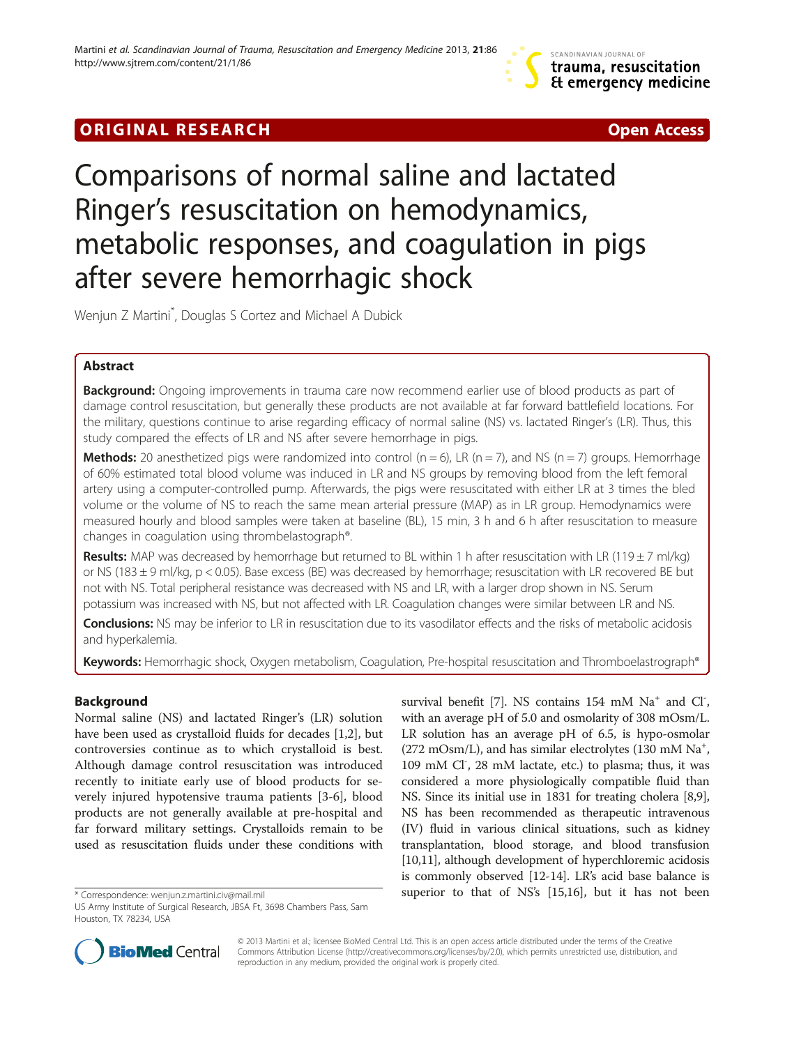ORIGINAL RESEARCH Open Access

# Comparisons of normal saline and lactated Ringer's resuscitation on hemodynamics, metabolic responses, and coagulation in pigs after severe hemorrhagic shock

Wenjun Z Martini*, Douglas S Cortez and Michael A Dubick

## Abstract

**Background:** Ongoing improvements in trauma care now recommend earlier use of blood products as part of damage control resuscitation, but generally these products are not available at far forward battlefield locations. For the military, questions continue to arise regarding efficacy of normal saline (NS) vs. lactated Ringer's (LR). Thus, this study compared the effects of LR and NS after severe hemorrhage in pigs.

**Methods:** 20 anesthetized pigs were randomized into control (n = 6), LR (n = 7), and NS (n = 7) groups. Hemorrhage of 60% estimated total blood volume was induced in LR and NS groups by removing blood from the left femoral artery using a computer-controlled pump. Afterwards, the pigs were resuscitated with either LR at 3 times the bled volume or the volume of NS to reach the same mean arterial pressure (MAP) as in LR group. Hemodynamics were measured hourly and blood samples were taken at baseline (BL), 15 min, 3 h and 6 h after resuscitation to measure changes in coagulation using thrombelastograph®.

**Results:** MAP was decreased by hemorrhage but returned to BL within 1 h after resuscitation with LR (119 ± 7 ml/kg) or NS (183 ± 9 ml/kg, $p < 0.05$). Base excess (BE) was decreased by hemorrhage; resuscitation with LR recovered BE but not with NS. Total peripheral resistance was decreased with NS and LR, with a larger drop shown in NS. Serum potassium was increased with NS, but not affected with LR. Coagulation changes were similar between LR and NS.

**Conclusions:** NS may be inferior to LR in resuscitation due to its vasodilator effects and the risks of metabolic acidosis and hyperkalemia.

**Keywords:** Hemorrhagic shock, Oxygen metabolism, Coagulation, Pre-hospital resuscitation and Thromboelastrograph®

## Background

Normal saline (NS) and lactated Ringer's (LR) solution have been used as crystalloid fluids for decades [1,2], but controversies continue as to which crystalloid is best. Although damage control resuscitation was introduced recently to initiate early use of blood products for severely injured hypotensive trauma patients [3-6], blood products are not generally available at pre-hospital and far forward military settings. Crystalloids remain to be used as resuscitation fluids under these conditions with survival benefit [7]. NS contains 154 mM $Na^+$ and $Cl^-$, with an average pH of 5.0 and osmolarity of 308 mOsm/L. LR solution has an average pH of 6.5, is hypo-osmolar (272 mOsm/L), and has similar electrolytes (130 mM $Na^+$, 109 mM $Cl^-$, 28 mM lactate, etc.) to plasma; thus, it was considered a more physiologically compatible fluid than NS. Since its initial use in 1831 for treating cholera [8,9], NS has been recommended as therapeutic intravenous (IV) fluid in various clinical situations, such as kidney transplantation, blood storage, and blood transfusion [10,11], although development of hyperchloremic acidosis is commonly observed [12-14]. LR's acid base balance is superior to that of NS's [15,16], but it has not been

\* Correspondence: wenjun.z.martini.civ@mail.mil
US Army Institute of Surgical Research, JBSA Ft, 3698 Chambers Pass, Sam Houston, TX 78234, USA

© 2013 Martini et al.; licensee BioMed Central Ltd. This is an open access article distributed under the terms of the Creative Commons Attribution License (http://creativecommons.org/licenses/by/2.0), which permits unrestricted use, distribution, and reproduction in any medium, provided the original work is properly cited.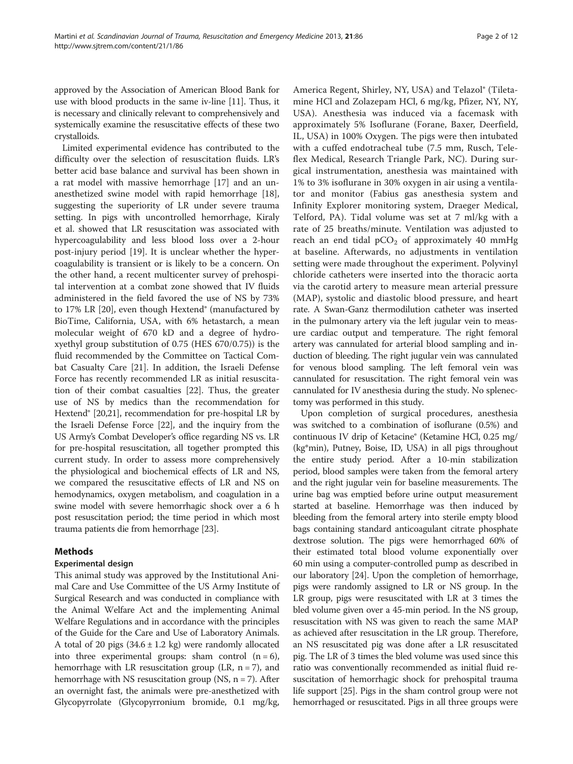approved by the Association of American Blood Bank for use with blood products in the same iv-line [11]. Thus, it is necessary and clinically relevant to comprehensively and systemically examine the resuscitative effects of these two crystalloids.

Limited experimental evidence has contributed to the difficulty over the selection of resuscitation fluids. LR's better acid base balance and survival has been shown in a rat model with massive hemorrhage [17] and an unanesthetized swine model with rapid hemorrhage [18], suggesting the superiority of LR under severe trauma setting. In pigs with uncontrolled hemorrhage, Kiraly et al. showed that LR resuscitation was associated with hypercoagulability and less blood loss over a 2-hour post-injury period [19]. It is unclear whether the hypercoagulability is transient or is likely to be a concern. On the other hand, a recent multicenter survey of prehospital intervention at a combat zone showed that IV fluids administered in the field favored the use of NS by 73% to 17% LR [20], even though Hextend® (manufactured by BioTime, California, USA, with 6% hetastarch, a mean molecular weight of 670 kD and a degree of hydroxyethyl group substitution of 0.75 (HES 670/0.75)) is the fluid recommended by the Committee on Tactical Combat Casualty Care [21]. In addition, the Israeli Defense Force has recently recommended LR as initial resuscitation of their combat casualties [22]. Thus, the greater use of NS by medics than the recommendation for Hextend® [20,21], recommendation for pre-hospital LR by the Israeli Defense Force [22], and the inquiry from the US Army's Combat Developer's office regarding NS vs. LR for pre-hospital resuscitation, all together prompted this current study. In order to assess more comprehensively the physiological and biochemical effects of LR and NS, we compared the resuscitative effects of LR and NS on hemodynamics, oxygen metabolism, and coagulation in a swine model with severe hemorrhagic shock over a 6 h post resuscitation period; the time period in which most trauma patients die from hemorrhage [23].

## Methods

### Experimental design

This animal study was approved by the Institutional Animal Care and Use Committee of the US Army Institute of Surgical Research and was conducted in compliance with the Animal Welfare Act and the implementing Animal Welfare Regulations and in accordance with the principles of the Guide for the Care and Use of Laboratory Animals. A total of 20 pigs (34.6 ± 1.2 kg) were randomly allocated into three experimental groups: sham control (n = 6), hemorrhage with LR resuscitation group (LR, n = 7), and hemorrhage with NS resuscitation group (NS, n = 7). After an overnight fast, the animals were pre-anesthetized with Glycopyrrolate (Glycopyrronium bromide, 0.1 mg/kg, America Regent, Shirley, NY, USA) and Telazol® (Tiletamine HCl and Zolazepam HCl, 6 mg/kg, Pfizer, NY, NY, USA). Anesthesia was induced via a facemask with approximately 5% Isoflurane (Forane, Baxer, Deerfield, IL, USA) in 100% Oxygen. The pigs were then intubated with a cuffed endotracheal tube (7.5 mm, Rusch, Teleflex Medical, Research Triangle Park, NC). During surgical instrumentation, anesthesia was maintained with 1% to 3% isoflurane in 30% oxygen in air using a ventilator and monitor (Fabius gas anesthesia system and Infinity Explorer monitoring system, Draeger Medical, Telford, PA). Tidal volume was set at 7 ml/kg with a rate of 25 breaths/minute. Ventilation was adjusted to reach an end tidal $pCO_2$ of approximately 40 mmHg at baseline. Afterwards, no adjustments in ventilation setting were made throughout the experiment. Polyvinyl chloride catheters were inserted into the thoracic aorta via the carotid artery to measure mean arterial pressure (MAP), systolic and diastolic blood pressure, and heart rate. A Swan-Ganz thermodilution catheter was inserted in the pulmonary artery via the left jugular vein to measure cardiac output and temperature. The right femoral artery was cannulated for arterial blood sampling and induction of bleeding. The right jugular vein was cannulated for venous blood sampling. The left femoral vein was cannulated for resuscitation. The right femoral vein was cannulated for IV anesthesia during the study. No splenectomy was performed in this study.

Upon completion of surgical procedures, anesthesia was switched to a combination of isoflurane (0.5%) and continuous IV drip of Ketacine® (Ketamine HCl, 0.25 mg/(kg*min), Putney, Boise, ID, USA) in all pigs throughout the entire study period. After a 10-min stabilization period, blood samples were taken from the femoral artery and the right jugular vein for baseline measurements. The urine bag was emptied before urine output measurement started at baseline. Hemorrhage was then induced by bleeding from the femoral artery into sterile empty blood bags containing standard anticoagulant citrate phosphate dextrose solution. The pigs were hemorrhaged 60% of their estimated total blood volume exponentially over 60 min using a computer-controlled pump as described in our laboratory [24]. Upon the completion of hemorrhage, pigs were randomly assigned to LR or NS group. In the LR group, pigs were resuscitated with LR at 3 times the bled volume given over a 45-min period. In the NS group, resuscitation with NS was given to reach the same MAP as achieved after resuscitation in the LR group. Therefore, an NS resuscitated pig was done after a LR resuscitated pig. The LR of 3 times the bled volume was used since this ratio was conventionally recommended as initial fluid resuscitation of hemorrhagic shock for prehospital trauma life support [25]. Pigs in the sham control group were not hemorrhaged or resuscitated. Pigs in all three groups were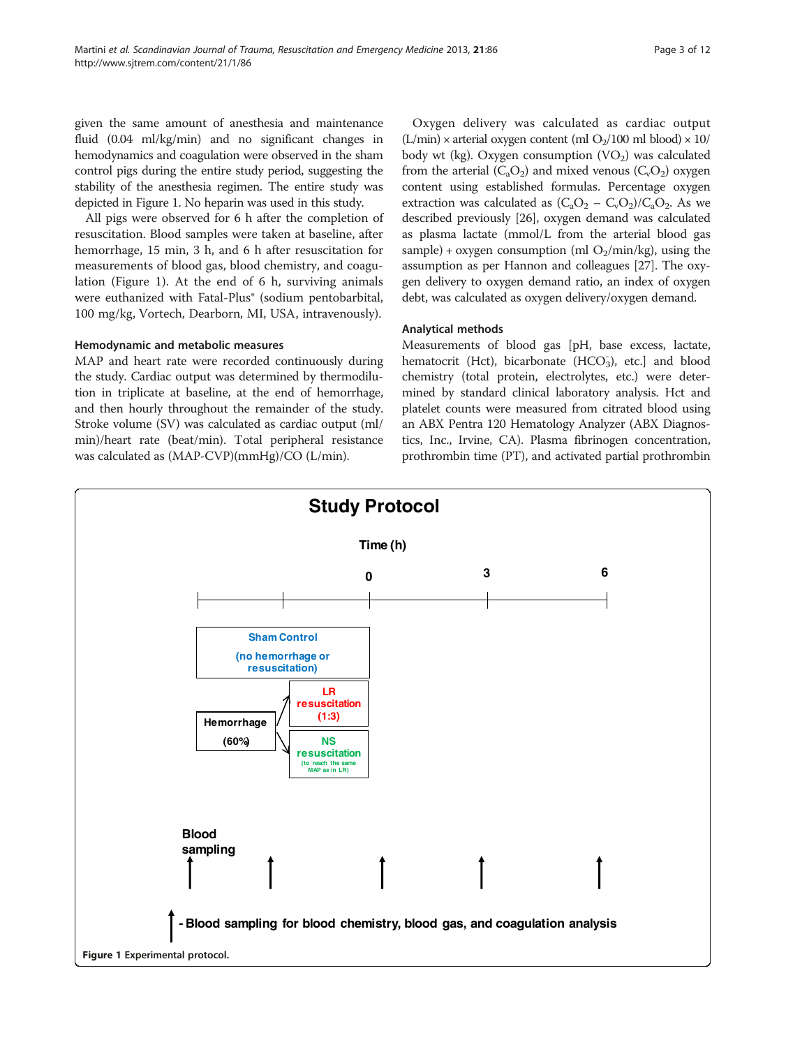given the same amount of anesthesia and maintenance fluid (0.04 ml/kg/min) and no significant changes in hemodynamics and coagulation were observed in the sham control pigs during the entire study period, suggesting the stability of the anesthesia regimen. The entire study was depicted in Figure 1. No heparin was used in this study.

All pigs were observed for 6 h after the completion of resuscitation. Blood samples were taken at baseline, after hemorrhage, 15 min, 3 h, and 6 h after resuscitation for measurements of blood gas, blood chemistry, and coagulation (Figure 1). At the end of 6 h, surviving animals were euthanized with Fatal-Plus® (sodium pentobarbital, 100 mg/kg, Vortech, Dearborn, MI, USA, intravenously).

### Hemodynamic and metabolic measures

MAP and heart rate were recorded continuously during the study. Cardiac output was determined by thermodilution in triplicate at baseline, at the end of hemorrhage, and then hourly throughout the remainder of the study. Stroke volume (SV) was calculated as cardiac output (ml/min)/heart rate (beat/min). Total peripheral resistance was calculated as (MAP-CVP)(mmHg)/CO (L/min).

Oxygen delivery was calculated as cardiac output (L/min) × arterial oxygen content (ml $O_2$/100 ml blood) × 10/ body wt (kg). Oxygen consumption ($VO_2$) was calculated from the arterial ($C_aO_2$) and mixed venous ($C_vO_2$) oxygen content using established formulas. Percentage oxygen extraction was calculated as $(C_aO_2 - C_vO_2)/C_aO_2$. As we described previously [26], oxygen demand was calculated as plasma lactate (mmol/L from the arterial blood gas sample) + oxygen consumption (ml $O_2$/min/kg), using the assumption as per Hannon and colleagues [27]. The oxygen delivery to oxygen demand ratio, an index of oxygen debt, was calculated as oxygen delivery/oxygen demand.

### Analytical methods

Measurements of blood gas [pH, base excess, lactate, hematocrit (Hct), bicarbonate ($HCO_3^-$), etc.] and blood chemistry (total protein, electrolytes, etc.) were determined by standard clinical laboratory analysis. Hct and platelet counts were measured from citrated blood using an ABX Pentra 120 Hematology Analyzer (ABX Diagnostics, Inc., Irvine, CA). Plasma fibrinogen concentration, prothrombin time (PT), and activated partial prothrombin

**Study Protocol**

Time (h): 0, 3, 6

- Sham Control (no hemorrhage or resuscitation)
- Hemorrhage (60%) → LR resuscitation (1:3)
- Hemorrhage (60%) → NS resuscitation (to reach the same MAP as in LR)

Blood sampling

↑ - Blood sampling for blood chemistry, blood gas, and coagulation analysis

**Figure 1** Experimental protocol.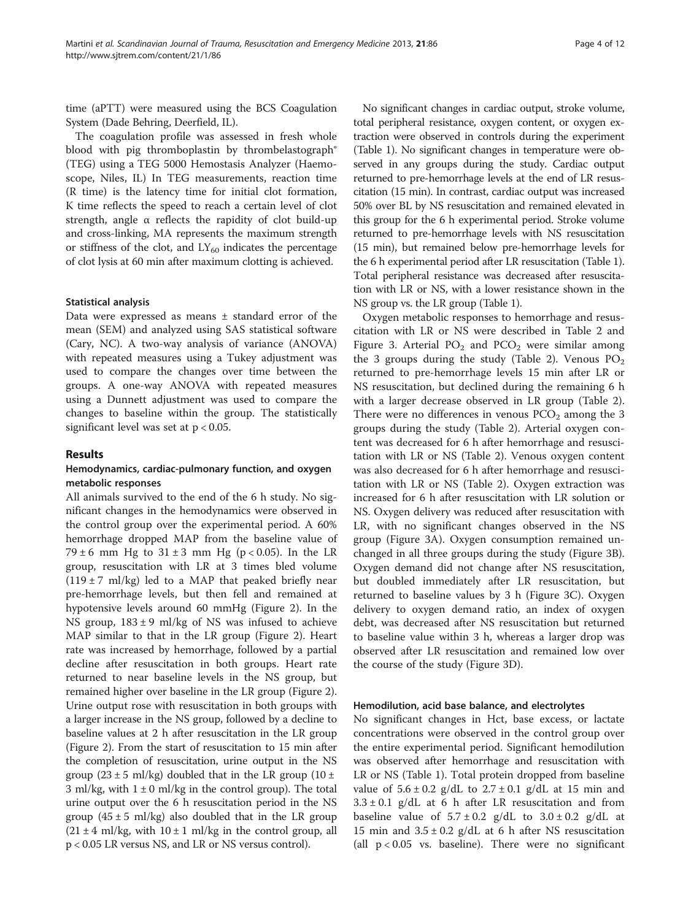time (aPTT) were measured using the BCS Coagulation System (Dade Behring, Deerfield, IL).

The coagulation profile was assessed in fresh whole blood with pig thromboplastin by thrombelastograph® (TEG) using a TEG 5000 Hemostasis Analyzer (Haemoscope, Niles, IL) In TEG measurements, reaction time (R time) is the latency time for initial clot formation, K time reflects the speed to reach a certain level of clot strength, angle α reflects the rapidity of clot build-up and cross-linking, MA represents the maximum strength or stiffness of the clot, and $LY_{60}$ indicates the percentage of clot lysis at 60 min after maximum clotting is achieved.

### Statistical analysis

Data were expressed as means ± standard error of the mean (SEM) and analyzed using SAS statistical software (Cary, NC). A two-way analysis of variance (ANOVA) with repeated measures using a Tukey adjustment was used to compare the changes over time between the groups. A one-way ANOVA with repeated measures using a Dunnett adjustment was used to compare the changes to baseline within the group. The statistically significant level was set at $p < 0.05$.

## Results

### Hemodynamics, cardiac-pulmonary function, and oxygen metabolic responses

All animals survived to the end of the 6 h study. No significant changes in the hemodynamics were observed in the control group over the experimental period. A 60% hemorrhage dropped MAP from the baseline value of 79 ± 6 mm Hg to 31 ± 3 mm Hg ($p < 0.05$). In the LR group, resuscitation with LR at 3 times bled volume (119 ± 7 ml/kg) led to a MAP that peaked briefly near pre-hemorrhage levels, but then fell and remained at hypotensive levels around 60 mmHg (Figure 2). In the NS group, 183 ± 9 ml/kg of NS was infused to achieve MAP similar to that in the LR group (Figure 2). Heart rate was increased by hemorrhage, followed by a partial decline after resuscitation in both groups. Heart rate returned to near baseline levels in the NS group, but remained higher over baseline in the LR group (Figure 2). Urine output rose with resuscitation in both groups with a larger increase in the NS group, followed by a decline to baseline values at 2 h after resuscitation in the LR group (Figure 2). From the start of resuscitation to 15 min after the completion of resuscitation, urine output in the NS group (23 ± 5 ml/kg) doubled that in the LR group (10 ± 3 ml/kg, with 1 ± 0 ml/kg in the control group). The total urine output over the 6 h resuscitation period in the NS group (45 ± 5 ml/kg) also doubled that in the LR group (21 ± 4 ml/kg, with 10 ± 1 ml/kg in the control group, all $p < 0.05$ LR versus NS, and LR or NS versus control).

No significant changes in cardiac output, stroke volume, total peripheral resistance, oxygen content, or oxygen extraction were observed in controls during the experiment (Table 1). No significant changes in temperature were observed in any groups during the study. Cardiac output returned to pre-hemorrhage levels at the end of LR resuscitation (15 min). In contrast, cardiac output was increased 50% over BL by NS resuscitation and remained elevated in this group for the 6 h experimental period. Stroke volume returned to pre-hemorrhage levels with NS resuscitation (15 min), but remained below pre-hemorrhage levels for the 6 h experimental period after LR resuscitation (Table 1). Total peripheral resistance was decreased after resuscitation with LR or NS, with a lower resistance shown in the NS group vs. the LR group (Table 1).

Oxygen metabolic responses to hemorrhage and resuscitation with LR or NS were described in Table 2 and Figure 3. Arterial $PO_2$ and $PCO_2$ were similar among the 3 groups during the study (Table 2). Venous $PO_2$ returned to pre-hemorrhage levels 15 min after LR or NS resuscitation, but declined during the remaining 6 h with a larger decrease observed in LR group (Table 2). There were no differences in venous $PCO_2$ among the 3 groups during the study (Table 2). Arterial oxygen content was decreased for 6 h after hemorrhage and resuscitation with LR or NS (Table 2). Venous oxygen content was also decreased for 6 h after hemorrhage and resuscitation with LR or NS (Table 2). Oxygen extraction was increased for 6 h after resuscitation with LR solution or NS. Oxygen delivery was reduced after resuscitation with LR, with no significant changes observed in the NS group (Figure 3A). Oxygen consumption remained unchanged in all three groups during the study (Figure 3B). Oxygen demand did not change after NS resuscitation, but doubled immediately after LR resuscitation, but returned to baseline values by 3 h (Figure 3C). Oxygen delivery to oxygen demand ratio, an index of oxygen debt, was decreased after NS resuscitation but returned to baseline value within 3 h, whereas a larger drop was observed after LR resuscitation and remained low over the course of the study (Figure 3D).

### Hemodilution, acid base balance, and electrolytes

No significant changes in Hct, base excess, or lactate concentrations were observed in the control group over the entire experimental period. Significant hemodilution was observed after hemorrhage and resuscitation with LR or NS (Table 1). Total protein dropped from baseline value of 5.6 ± 0.2 g/dL to 2.7 ± 0.1 g/dL at 15 min and 3.3 ± 0.1 g/dL at 6 h after LR resuscitation and from baseline value of 5.7 ± 0.2 g/dL to 3.0 ± 0.2 g/dL at 15 min and 3.5 ± 0.2 g/dL at 6 h after NS resuscitation (all $p < 0.05$ vs. baseline). There were no significant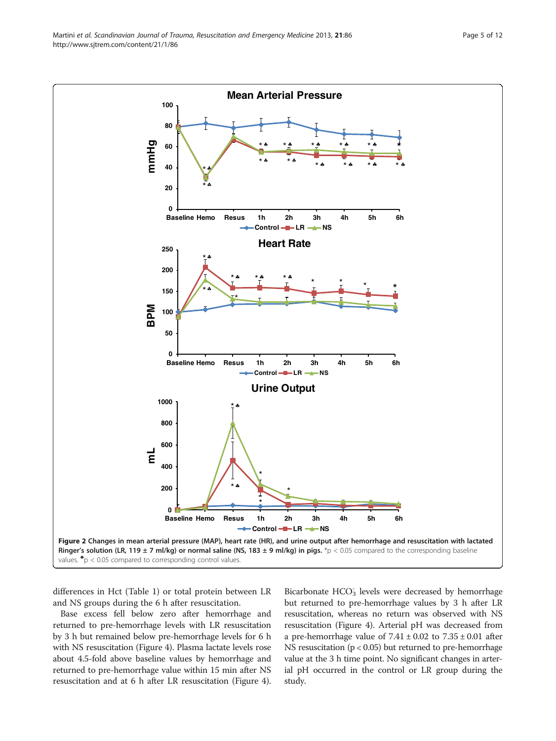Figure 2 Changes in mean arterial pressure (MAP), heart rate (HR), and urine output after hemorrhage and resuscitation with lactated Ringer's solution (LR, 119 ± 7 ml/kg) or normal saline (NS, 183 ± 9 ml/kg) in pigs. *p < 0.05 compared to the corresponding baseline values. ♣p < 0.05 compared to corresponding control values.

differences in Hct (Table 1) or total protein between LR and NS groups during the 6 h after resuscitation.

Base excess fell below zero after hemorrhage and returned to pre-hemorrhage levels with LR resuscitation by 3 h but remained below pre-hemorrhage levels for 6 h with NS resuscitation (Figure 4). Plasma lactate levels rose about 4.5-fold above baseline values by hemorrhage and returned to pre-hemorrhage value within 15 min after NS resuscitation and at 6 h after LR resuscitation (Figure 4). Bicarbonate $HCO_3^-$ levels were decreased by hemorrhage but returned to pre-hemorrhage values by 3 h after LR resuscitation, whereas no return was observed with NS resuscitation (Figure 4). Arterial pH was decreased from a pre-hemorrhage value of 7.41 ± 0.02 to 7.35 ± 0.01 after NS resuscitation ($p < 0.05$) but returned to pre-hemorrhage value at the 3 h time point. No significant changes in arterial pH occurred in the control or LR group during the study.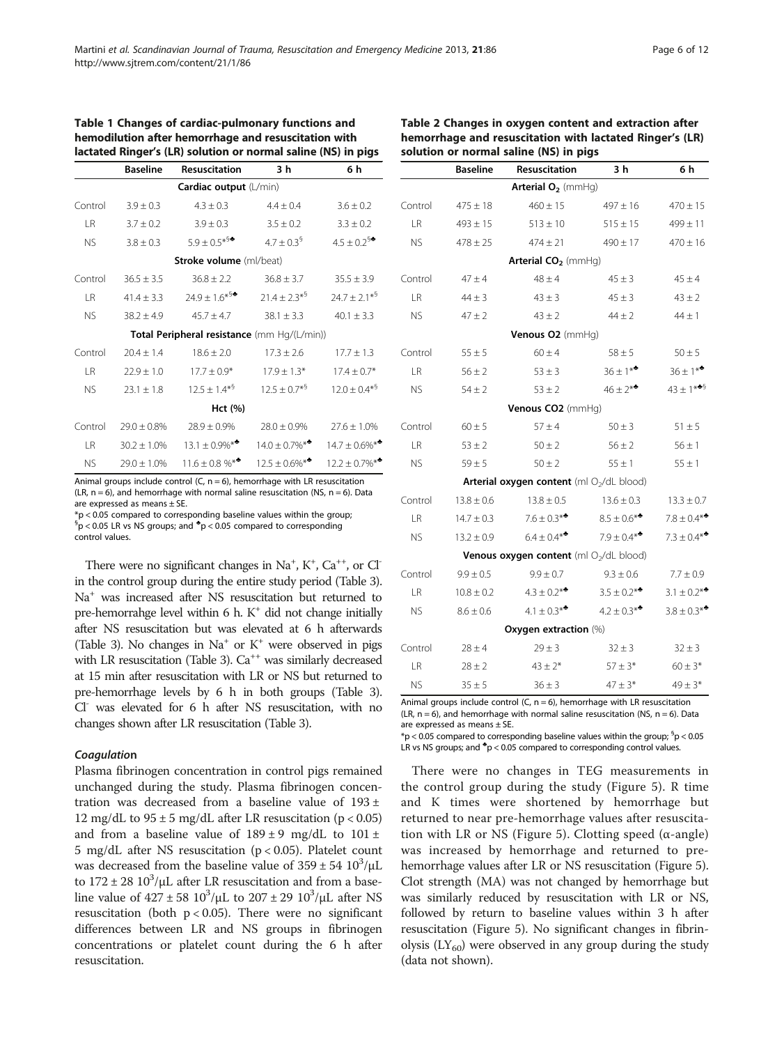**Table 1 Changes of cardiac-pulmonary functions and hemodilution after hemorrhage and resuscitation with lactated Ringer's (LR) solution or normal saline (NS) in pigs**

| | Baseline | Resuscitation | 3 h | 6 h |
|---|---|---|---|---|
| **Cardiac output** (L/min) | | | | |
| Control | 3.9 ± 0.3 | 4.3 ± 0.3 | 4.4 ± 0.4 | 3.6 ± 0.2 |
| LR | 3.7 ± 0.2 | 3.9 ± 0.3 | 3.5 ± 0.2 | 3.3 ± 0.2 |
| NS | 3.8 ± 0.3 | 5.9 ± 0.5*§♣ | 4.7 ± 0.3§ | 4.5 ± 0.2§♣ |
| **Stroke volume** (ml/beat) | | | | |
| Control | 36.5 ± 3.5 | 36.8 ± 2.2 | 36.8 ± 3.7 | 35.5 ± 3.9 |
| LR | 41.4 ± 3.3 | 24.9 ± 1.6*§♣ | 21.4 ± 2.3*§ | 24.7 ± 2.1*§ |
| NS | 38.2 ± 4.9 | 45.7 ± 4.7 | 38.1 ± 3.3 | 40.1 ± 3.3 |
| **Total Peripheral resistance** (mm Hg/(L/min)) | | | | |
| Control | 20.4 ± 1.4 | 18.6 ± 2.0 | 17.3 ± 2.6 | 17.7 ± 1.3 |
| LR | 22.9 ± 1.0 | 17.7 ± 0.9* | 17.9 ± 1.3* | 17.4 ± 0.7* |
| NS | 23.1 ± 1.8 | 12.5 ± 1.4*§ | 12.5 ± 0.7*§ | 12.0 ± 0.4*§ |
| **Hct (%)** | | | | |
| Control | 29.0 ± 0.8% | 28.9 ± 0.9% | 28.0 ± 0.9% | 27.6 ± 1.0% |
| LR | 30.2 ± 1.0% | 13.1 ± 0.9%*♣ | 14.0 ± 0.7%*♣ | 14.7 ± 0.6%*♣ |
| NS | 29.0 ± 1.0% | 11.6 ± 0.8 %*♣ | 12.5 ± 0.6%*♣ | 12.2 ± 0.7%*♣ |

Animal groups include control (C, n = 6), hemorrhage with LR resuscitation (LR, n = 6), and hemorrhage with normal saline resuscitation (NS, n = 6). Data are expressed as means ± SE.
*p < 0.05 compared to corresponding baseline values within the group; §p < 0.05 LR vs NS groups; and ♣p < 0.05 compared to corresponding control values.

There were no significant changes in $Na^+$, $K^+$, $Ca^{++}$, or $Cl^-$ in the control group during the entire study period (Table 3). $Na^+$ was increased after NS resuscitation but returned to pre-hemorrahge level within 6 h. $K^+$ did not change initially after NS resuscitation but was elevated at 6 h afterwards (Table 3). No changes in $Na^+$ or $K^+$ were observed in pigs with LR resuscitation (Table 3). $Ca^{++}$ was similarly decreased at 15 min after resuscitation with LR or NS but returned to pre-hemorrhage levels by 6 h in both groups (Table 3). $Cl^-$ was elevated for 6 h after NS resuscitation, with no changes shown after LR resuscitation (Table 3).

### *Coagulation*

Plasma fibrinogen concentration in control pigs remained unchanged during the study. Plasma fibrinogen concentration was decreased from a baseline value of 193 ± 12 mg/dL to 95 ± 5 mg/dL after LR resuscitation ($p < 0.05$) and from a baseline value of 189 ± 9 mg/dL to 101 ± 5 mg/dL after NS resuscitation ($p < 0.05$). Platelet count was decreased from the baseline value of 359 ± 54 $10^3/\mu L$ to 172 ± 28 $10^3/\mu L$ after LR resuscitation and from a baseline value of 427 ± 58 $10^3/\mu L$ to 207 ± 29 $10^3/\mu L$ after NS resuscitation (both $p < 0.05$). There were no significant differences between LR and NS groups in fibrinogen concentrations or platelet count during the 6 h after resuscitation.

**Table 2 Changes in oxygen content and extraction after hemorrhage and resuscitation with lactated Ringer's (LR) solution or normal saline (NS) in pigs**

| | Baseline | Resuscitation | 3 h | 6 h |
|---|---|---|---|---|
| **Arterial $O_2$** (mmHg) | | | | |
| Control | 475 ± 18 | 460 ± 15 | 497 ± 16 | 470 ± 15 |
| LR | 493 ± 15 | 513 ± 10 | 515 ± 15 | 499 ± 11 |
| NS | 478 ± 25 | 474 ± 21 | 490 ± 17 | 470 ± 16 |
| **Arterial $CO_2$** (mmHg) | | | | |
| Control | 47 ± 4 | 48 ± 4 | 45 ± 3 | 45 ± 4 |
| LR | 44 ± 3 | 43 ± 3 | 45 ± 3 | 43 ± 2 |
| NS | 47 ± 2 | 43 ± 2 | 44 ± 2 | 44 ± 1 |
| **Venous O2** (mmHg) | | | | |
| Control | 55 ± 5 | 60 ± 4 | 58 ± 5 | 50 ± 5 |
| LR | 56 ± 2 | 53 ± 3 | 36 ± 1*♣ | 36 ± 1*♣ |
| NS | 54 ± 2 | 53 ± 2 | 46 ± 2*♣ | 43 ± 1*♣§ |
| **Venous CO2** (mmHg) | | | | |
| Control | 60 ± 5 | 57 ± 4 | 50 ± 3 | 51 ± 5 |
| LR | 53 ± 2 | 50 ± 2 | 56 ± 2 | 56 ± 1 |
| NS | 59 ± 5 | 50 ± 2 | 55 ± 1 | 55 ± 1 |
| **Arterial oxygen content** (ml $O_2$/dL blood) | | | | |
| Control | 13.8 ± 0.6 | 13.8 ± 0.5 | 13.6 ± 0.3 | 13.3 ± 0.7 |
| LR | 14.7 ± 0.3 | 7.6 ± 0.3*♣ | 8.5 ± 0.6*♣ | 7.8 ± 0.4*♣ |
| NS | 13.2 ± 0.9 | 6.4 ± 0.4*♣ | 7.9 ± 0.4*♣ | 7.3 ± 0.4*♣ |
| **Venous oxygen content** (ml $O_2$/dL blood) | | | | |
| Control | 9.9 ± 0.5 | 9.9 ± 0.7 | 9.3 ± 0.6 | 7.7 ± 0.9 |
| LR | 10.8 ± 0.2 | 4.3 ± 0.2*♣ | 3.5 ± 0.2*♣ | 3.1 ± 0.2*♣ |
| NS | 8.6 ± 0.6 | 4.1 ± 0.3*♣ | 4.2 ± 0.3*♣ | 3.8 ± 0.3*♣ |
| **Oxygen extraction** (%) | | | | |
| Control | 28 ± 4 | 29 ± 3 | 32 ± 3 | 32 ± 3 |
| LR | 28 ± 2 | 43 ± 2* | 57 ± 3* | 60 ± 3* |
| NS | 35 ± 5 | 36 ± 3 | 47 ± 3* | 49 ± 3* |

Animal groups include control (C, n = 6), hemorrhage with LR resuscitation (LR, n = 6), and hemorrhage with normal saline resuscitation (NS, n = 6). Data are expressed as means ± SE.
*p < 0.05 compared to corresponding baseline values within the group; §p < 0.05 LR vs NS groups; and ♣p < 0.05 compared to corresponding control values.

There were no changes in TEG measurements in the control group during the study (Figure 5). R time and K times were shortened by hemorrhage but returned to near pre-hemorrhage values after resuscitation with LR or NS (Figure 5). Clotting speed (α-angle) was increased by hemorrhage and returned to pre-hemorrhage values after LR or NS resuscitation (Figure 5). Clot strength (MA) was not changed by hemorrhage but was similarly reduced by resuscitation with LR or NS, followed by return to baseline values within 3 h after resuscitation (Figure 5). No significant changes in fibrinolysis ($LY_{60}$) were observed in any group during the study (data not shown).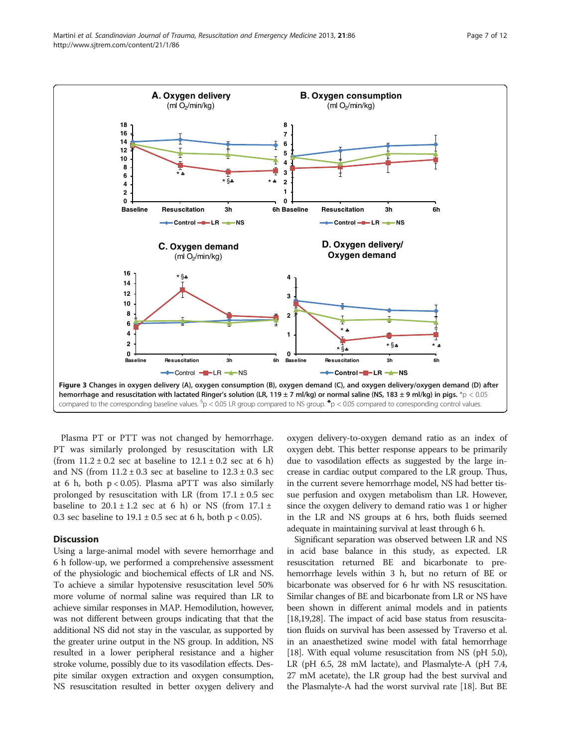Figure 3 Changes in oxygen delivery (A), oxygen consumption (B), oxygen demand (C), and oxygen delivery/oxygen demand (D) after hemorrhage and resuscitation with lactated Ringer's solution (LR, 119 ± 7 ml/kg) or normal saline (NS, 183 ± 9 ml/kg) in pigs. *p < 0.05 compared to the corresponding baseline values. §p < 0.05 LR group compared to NS group. ♣p < 0.05 compared to corresponding control values.

Plasma PT or PTT was not changed by hemorrhage. PT was similarly prolonged by resuscitation with LR (from 11.2 ± 0.2 sec at baseline to 12.1 ± 0.2 sec at 6 h) and NS (from 11.2 ± 0.3 sec at baseline to 12.3 ± 0.3 sec at 6 h, both p < 0.05). Plasma aPTT was also similarly prolonged by resuscitation with LR (from 17.1 ± 0.5 sec baseline to 20.1 ± 1.2 sec at 6 h) or NS (from 17.1 ± 0.3 sec baseline to 19.1 ± 0.5 sec at 6 h, both p < 0.05).

## Discussion

Using a large-animal model with severe hemorrhage and 6 h follow-up, we performed a comprehensive assessment of the physiologic and biochemical effects of LR and NS. To achieve a similar hypotensive resuscitation level 50% more volume of normal saline was required than LR to achieve similar responses in MAP. Hemodilution, however, was not different between groups indicating that that the additional NS did not stay in the vascular, as supported by the greater urine output in the NS group. In addition, NS resulted in a lower peripheral resistance and a higher stroke volume, possibly due to its vasodilation effects. Despite similar oxygen extraction and oxygen consumption, NS resuscitation resulted in better oxygen delivery and oxygen delivery-to-oxygen demand ratio as an index of oxygen debt. This better response appears to be primarily due to vasodilation effects as suggested by the large increase in cardiac output compared to the LR group. Thus, in the current severe hemorrhage model, NS had better tissue perfusion and oxygen metabolism than LR. However, since the oxygen delivery to demand ratio was 1 or higher in the LR and NS groups at 6 hrs, both fluids seemed adequate in maintaining survival at least through 6 h.

Significant separation was observed between LR and NS in acid base balance in this study, as expected. LR resuscitation returned BE and bicarbonate to pre-hemorrhage levels within 3 h, but no return of BE or bicarbonate was observed for 6 hr with NS resuscitation. Similar changes of BE and bicarbonate from LR or NS have been shown in different animal models and in patients [18,19,28]. The impact of acid base status from resuscitation fluids on survival has been assessed by Traverso et al. in an anaesthetized swine model with fatal hemorrhage [18]. With equal volume resuscitation from NS (pH 5.0), LR (pH 6.5, 28 mM lactate), and Plasmalyte-A (pH 7.4, 27 mM acetate), the LR group had the best survival and the Plasmalyte-A had the worst survival rate [18]. But BE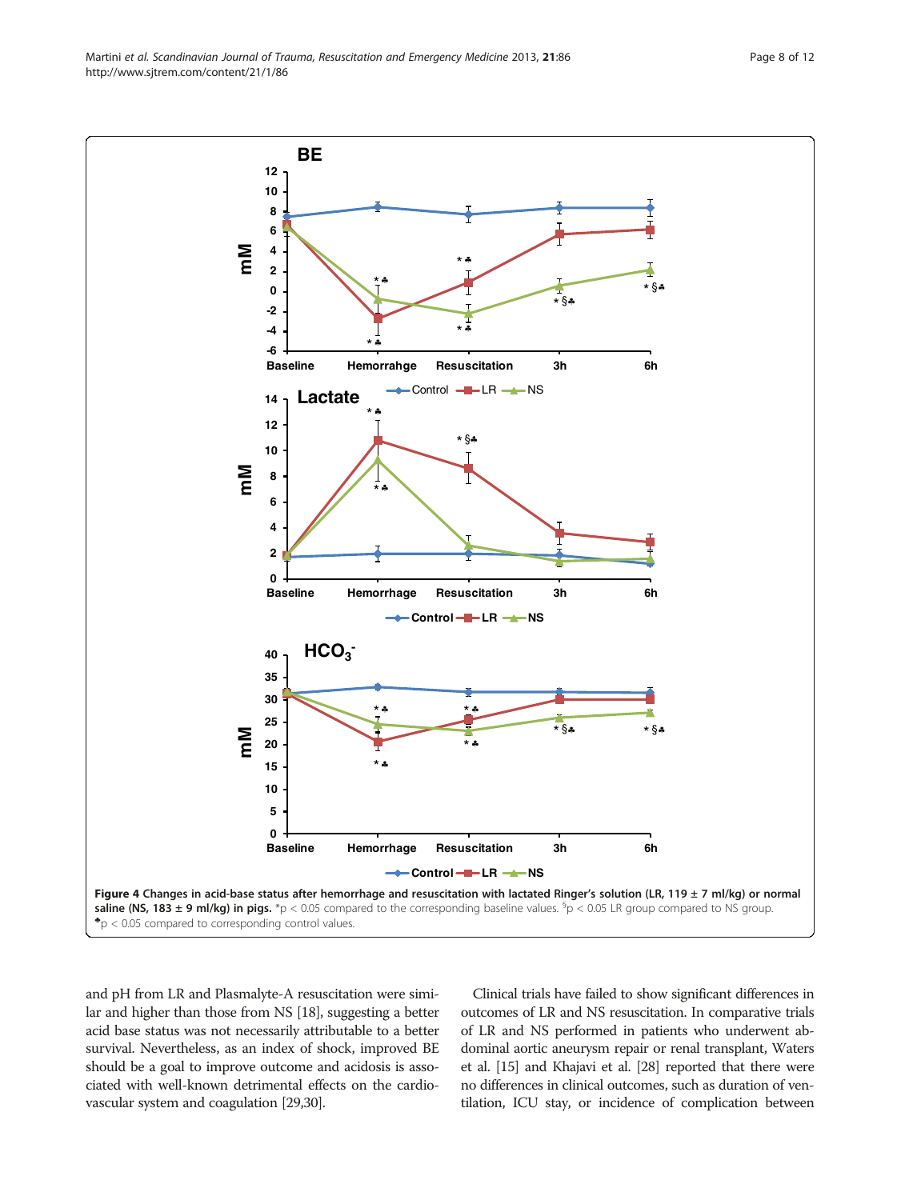**Figure 4 Changes in acid-base status after hemorrhage and resuscitation with lactated Ringer's solution (LR, 119 ± 7 ml/kg) or normal saline (NS, 183 ± 9 ml/kg) in pigs.** *p < 0.05 compared to the corresponding baseline values. [§]p < 0.05 LR group compared to NS group. [♣]p < 0.05 compared to corresponding control values.

and pH from LR and Plasmalyte-A resuscitation were similar and higher than those from NS [18], suggesting a better acid base status was not necessarily attributable to a better survival. Nevertheless, as an index of shock, improved BE should be a goal to improve outcome and acidosis is associated with well-known detrimental effects on the cardiovascular system and coagulation [29,30].

Clinical trials have failed to show significant differences in outcomes of LR and NS resuscitation. In comparative trials of LR and NS performed in patients who underwent abdominal aortic aneurysm repair or renal transplant, Waters et al. [15] and Khajavi et al. [28] reported that there were no differences in clinical outcomes, such as duration of ventilation, ICU stay, or incidence of complication between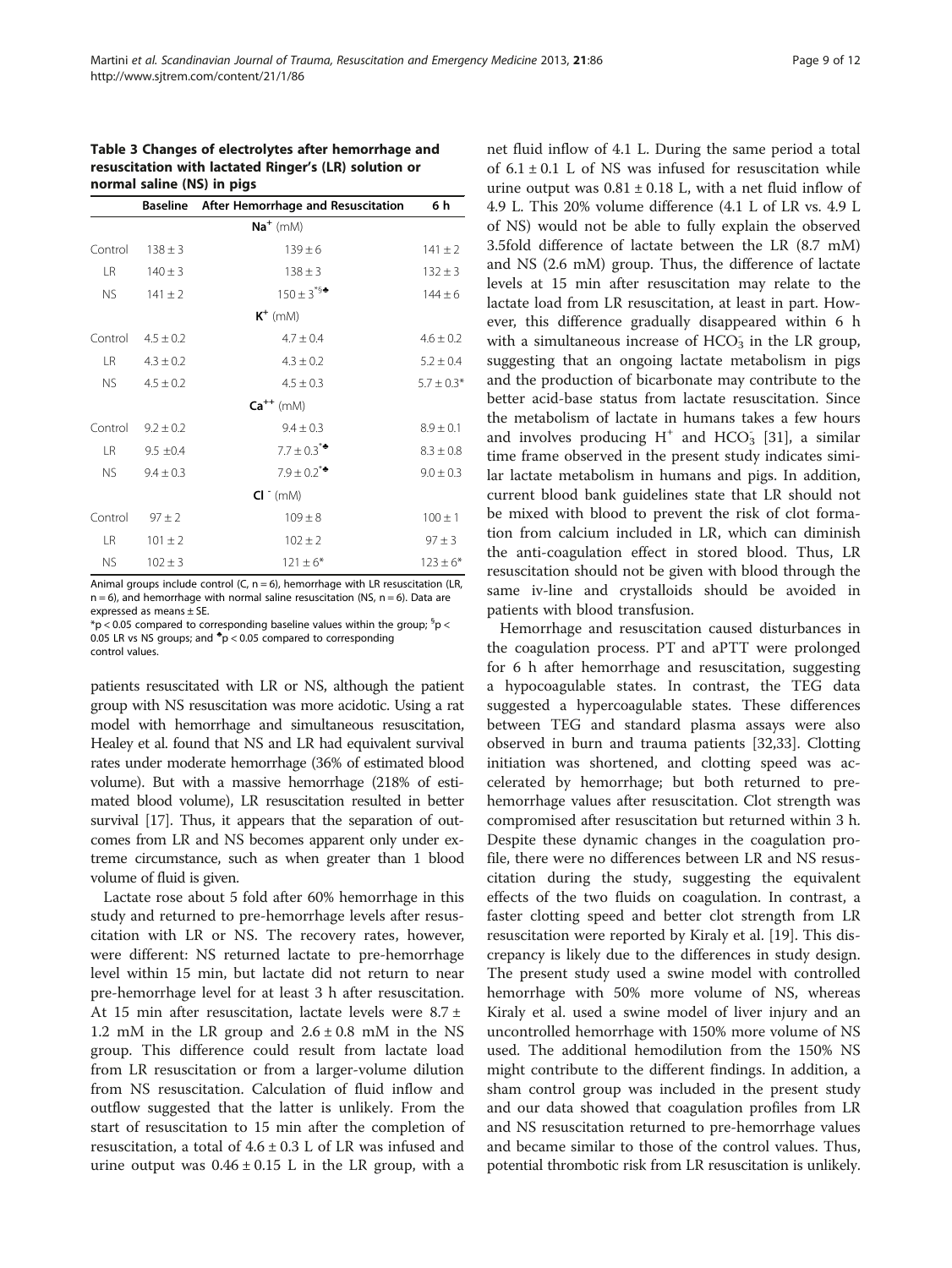**Table 3 Changes of electrolytes after hemorrhage and resuscitation with lactated Ringer's (LR) solution or normal saline (NS) in pigs**

| | Baseline | After Hemorrhage and Resuscitation | 6 h |
|---|---|---|---|
| | | $Na^+$ (mM) | |
| Control | 138 ± 3 | 139 ± 6 | 141 ± 2 |
| LR | 140 ± 3 | 138 ± 3 | 132 ± 3 |
| NS | 141 ± 2 | 150 ± 3*§♣ | 144 ± 6 |
| | | $K^+$ (mM) | |
| Control | 4.5 ± 0.2 | 4.7 ± 0.4 | 4.6 ± 0.2 |
| LR | 4.3 ± 0.2 | 4.3 ± 0.2 | 5.2 ± 0.4 |
| NS | 4.5 ± 0.2 | 4.5 ± 0.3 | 5.7 ± 0.3* |
| | | $Ca^{++}$ (mM) | |
| Control | 9.2 ± 0.2 | 9.4 ± 0.3 | 8.9 ± 0.1 |
| LR | 9.5 ±0.4 | 7.7 ± 0.3*♣ | 8.3 ± 0.8 |
| NS | 9.4 ± 0.3 | 7.9 ± 0.2*♣ | 9.0 ± 0.3 |
| | | $Cl^-$ (mM) | |
| Control | 97 ± 2 | 109 ± 8 | 100 ± 1 |
| LR | 101 ± 2 | 102 ± 2 | 97 ± 3 |
| NS | 102 ± 3 | 121 ± 6* | 123 ± 6* |

Animal groups include control (C, n = 6), hemorrhage with LR resuscitation (LR, n = 6), and hemorrhage with normal saline resuscitation (NS, n = 6). Data are expressed as means ± SE.
*p < 0.05 compared to corresponding baseline values within the group; §p < 0.05 LR vs NS groups; and ♣p < 0.05 compared to corresponding control values.

patients resuscitated with LR or NS, although the patient group with NS resuscitation was more acidotic. Using a rat model with hemorrhage and simultaneous resuscitation, Healey et al. found that NS and LR had equivalent survival rates under moderate hemorrhage (36% of estimated blood volume). But with a massive hemorrhage (218% of estimated blood volume), LR resuscitation resulted in better survival [17]. Thus, it appears that the separation of outcomes from LR and NS becomes apparent only under extreme circumstance, such as when greater than 1 blood volume of fluid is given.

Lactate rose about 5 fold after 60% hemorrhage in this study and returned to pre-hemorrhage levels after resuscitation with LR or NS. The recovery rates, however, were different: NS returned lactate to pre-hemorrhage level within 15 min, but lactate did not return to near pre-hemorrhage level for at least 3 h after resuscitation. At 15 min after resuscitation, lactate levels were 8.7 ± 1.2 mM in the LR group and 2.6 ± 0.8 mM in the NS group. This difference could result from lactate load from LR resuscitation or from a larger-volume dilution from NS resuscitation. Calculation of fluid inflow and outflow suggested that the latter is unlikely. From the start of resuscitation to 15 min after the completion of resuscitation, a total of 4.6 ± 0.3 L of LR was infused and urine output was 0.46 ± 0.15 L in the LR group, with a net fluid inflow of 4.1 L. During the same period a total of 6.1 ± 0.1 L of NS was infused for resuscitation while urine output was 0.81 ± 0.18 L, with a net fluid inflow of 4.9 L. This 20% volume difference (4.1 L of LR vs. 4.9 L of NS) would not be able to fully explain the observed 3.5fold difference of lactate between the LR (8.7 mM) and NS (2.6 mM) group. Thus, the difference of lactate levels at 15 min after resuscitation may relate to the lactate load from LR resuscitation, at least in part. However, this difference gradually disappeared within 6 h with a simultaneous increase of $HCO_3^-$ in the LR group, suggesting that an ongoing lactate metabolism in pigs and the production of bicarbonate may contribute to the better acid-base status from lactate resuscitation. Since the metabolism of lactate in humans takes a few hours and involves producing $H^+$ and $HCO_3^-$ [31], a similar time frame observed in the present study indicates similar lactate metabolism in humans and pigs. In addition, current blood bank guidelines state that LR should not be mixed with blood to prevent the risk of clot formation from calcium included in LR, which can diminish the anti-coagulation effect in stored blood. Thus, LR resuscitation should not be given with blood through the same iv-line and crystalloids should be avoided in patients with blood transfusion.

Hemorrhage and resuscitation caused disturbances in the coagulation process. PT and aPTT were prolonged for 6 h after hemorrhage and resuscitation, suggesting a hypocoagulable states. In contrast, the TEG data suggested a hypercoagulable states. These differences between TEG and standard plasma assays were also observed in burn and trauma patients [32,33]. Clotting initiation was shortened, and clotting speed was accelerated by hemorrhage; but both returned to pre-hemorrhage values after resuscitation. Clot strength was compromised after resuscitation but returned within 3 h. Despite these dynamic changes in the coagulation profile, there were no differences between LR and NS resuscitation during the study, suggesting the equivalent effects of the two fluids on coagulation. In contrast, a faster clotting speed and better clot strength from LR resuscitation were reported by Kiraly et al. [19]. This discrepancy is likely due to the differences in study design. The present study used a swine model with controlled hemorrhage with 50% more volume of NS, whereas Kiraly et al. used a swine model of liver injury and an uncontrolled hemorrhage with 150% more volume of NS used. The additional hemodilution from the 150% NS might contribute to the different findings. In addition, a sham control group was included in the present study and our data showed that coagulation profiles from LR and NS resuscitation returned to pre-hemorrhage values and became similar to those of the control values. Thus, potential thrombotic risk from LR resuscitation is unlikely.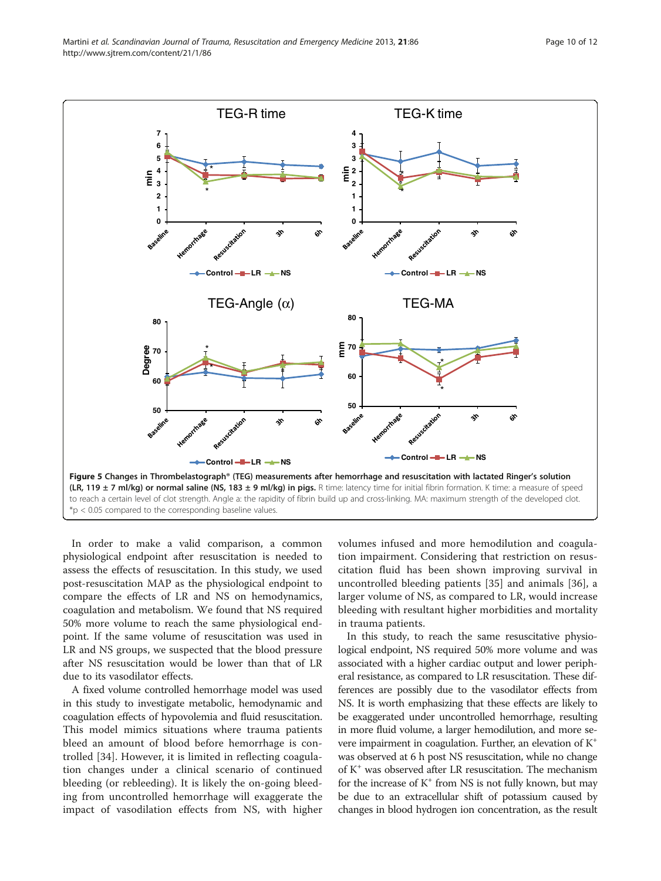**Figure 5 Changes in Thrombelastograph® (TEG) measurements after hemorrhage and resuscitation with lactated Ringer's solution (LR, 119 ± 7 ml/kg) or normal saline (NS, 183 ± 9 ml/kg) in pigs.** R time: latency time for initial fibrin formation. K time: a measure of speed to reach a certain level of clot strength. Angle a: the rapidity of fibrin build up and cross-linking. MA: maximum strength of the developed clot. *p < 0.05 compared to the corresponding baseline values.

In order to make a valid comparison, a common physiological endpoint after resuscitation is needed to assess the effects of resuscitation. In this study, we used post-resuscitation MAP as the physiological endpoint to compare the effects of LR and NS on hemodynamics, coagulation and metabolism. We found that NS required 50% more volume to reach the same physiological endpoint. If the same volume of resuscitation was used in LR and NS groups, we suspected that the blood pressure after NS resuscitation would be lower than that of LR due to its vasodilator effects.

A fixed volume controlled hemorrhage model was used in this study to investigate metabolic, hemodynamic and coagulation effects of hypovolemia and fluid resuscitation. This model mimics situations where trauma patients bleed an amount of blood before hemorrhage is controlled [34]. However, it is limited in reflecting coagulation changes under a clinical scenario of continued bleeding (or rebleeding). It is likely the on-going bleeding from uncontrolled hemorrhage will exaggerate the impact of vasodilation effects from NS, with higher volumes infused and more hemodilution and coagulation impairment. Considering that restriction on resuscitation fluid has been shown improving survival in uncontrolled bleeding patients [35] and animals [36], a larger volume of NS, as compared to LR, would increase bleeding with resultant higher morbidities and mortality in trauma patients.

In this study, to reach the same resuscitative physiological endpoint, NS required 50% more volume and was associated with a higher cardiac output and lower peripheral resistance, as compared to LR resuscitation. These differences are possibly due to the vasodilator effects from NS. It is worth emphasizing that these effects are likely to be exaggerated under uncontrolled hemorrhage, resulting in more fluid volume, a larger hemodilution, and more severe impairment in coagulation. Further, an elevation of $K^+$ was observed at 6 h post NS resuscitation, while no change of $K^+$ was observed after LR resuscitation. The mechanism for the increase of $K^+$ from NS is not fully known, but may be due to an extracellular shift of potassium caused by changes in blood hydrogen ion concentration, as the result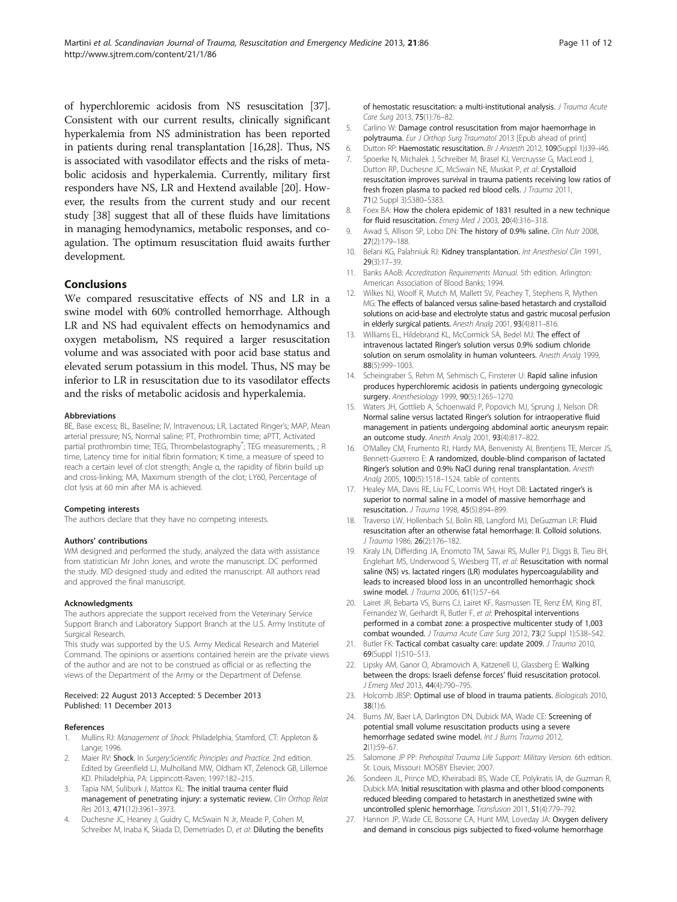of hyperchloremic acidosis from NS resuscitation [37]. Consistent with our current results, clinically significant hyperkalemia from NS administration has been reported in patients during renal transplantation [16,28]. Thus, NS is associated with vasodilator effects and the risks of metabolic acidosis and hyperkalemia. Currently, military first responders have NS, LR and Hextend available [20]. However, the results from the current study and our recent study [38] suggest that all of these fluids have limitations in managing hemodynamics, metabolic responses, and coagulation. The optimum resuscitation fluid awaits further development.

## Conclusions

We compared resuscitative effects of NS and LR in a swine model with 60% controlled hemorrhage. Although LR and NS had equivalent effects on hemodynamics and oxygen metabolism, NS required a larger resuscitation volume and was associated with poor acid base status and elevated serum potassium in this model. Thus, NS may be inferior to LR in resuscitation due to its vasodilator effects and the risks of metabolic acidosis and hyperkalemia.

#### Abbreviations

BE, Base excess; BL, Baseline; IV, Intravenous; LR, Lactated Ringer's; MAP, Mean arterial pressure; NS, Normal saline; PT, Prothrombin time; aPTT, Activated partial prothrombin time; TEG, Thrombelastography®; TEG measurements, ; R time, Latency time for initial fibrin formation; K time, a measure of speed to reach a certain level of clot strength; Angle α, the rapidity of fibrin build up and cross-linking; MA, Maximum strength of the clot; LY60, Percentage of clot lysis at 60 min after MA is achieved.

#### Competing interests

The authors declare that they have no competing interests.

#### Authors' contributions

WM designed and performed the study, analyzed the data with assistance from statistician Mr John Jones, and wrote the manuscript. DC performed the study. MD designed study and edited the manuscript. All authors read and approved the final manuscript.

#### Acknowledgments

The authors appreciate the support received from the Veterinary Service Support Branch and Laboratory Support Branch at the U.S. Army Institute of Surgical Research.

This study was supported by the U.S. Army Medical Research and Materiel Command. The opinions or assertions contained herein are the private views of the author and are not to be construed as official or as reflecting the views of the Department of the Army or the Department of Defense.

Received: 22 August 2013 Accepted: 5 December 2013
Published: 11 December 2013

#### References

1. Mullins RJ: *Management of Shock*. Philadelphia, Stamford, CT: Appleton & Lange; 1996.
2. Maier RV: **Shock**. In *Surgery:Scientific Principles and Practice*. 2nd edition. Edited by Greenfield LJ, Mulholland MW, Oldham KT, Zelenock GB, Lillemoe KD. Philadelphia, PA: Lippincott-Raven; 1997:182–215.
3. Tapia NM, Suliburk J, Mattox KL: **The initial trauma center fluid management of penetrating injury: a systematic review.** *Clin Orthop Relat Res* 2013, **471**(12):3961–3973.
4. Duchesne JC, Heaney J, Guidry C, McSwain N Jr, Meade P, Cohen M, Schreiber M, Inaba K, Skiada D, Demetriades D, *et al*: **Diluting the benefits of hemostatic resuscitation: a multi-institutional analysis.** *J Trauma Acute Care Surg* 2013, **75**(1):76–82.
5. Carlino W: **Damage control resuscitation from major haemorrhage in polytrauma.** *Eur J Orthop Surg Traumatol* 2013 [Epub ahead of print]
6. Dutton RP: **Haemostatic resuscitation.** *Br J Anaesth* 2012, **109**(Suppl 1):i39–i46.
7. Spoerke N, Michalek J, Schreiber M, Brasel KJ, Vercruysse G, MacLeod J, Dutton RP, Duchesne JC, McSwain NE, Muskat P, *et al*: **Crystalloid resuscitation improves survival in trauma patients receiving low ratios of fresh frozen plasma to packed red blood cells.** *J Trauma* 2011, **71**(2 Suppl 3):S380–S383.
8. Foex BA: **How the cholera epidemic of 1831 resulted in a new technique for fluid resuscitation.** *Emerg Med J* 2003, **20**(4):316–318.
9. Awad S, Allison SP, Lobo DN: **The history of 0.9% saline.** *Clin Nutr* 2008, **27**(2):179–188.
10. Belani KG, Palahniuk RJ: **Kidney transplantation.** *Int Anesthesiol Clin* 1991, **29**(3):17–39.
11. Banks AAoB: *Accreditation Requirements Manual*. 5th edition. Arlington: American Association of Blood Banks; 1994.
12. Wilkes NJ, Woolf R, Mutch M, Mallett SV, Peachey T, Stephens R, Mythen MG: **The effects of balanced versus saline-based hetastarch and crystalloid solutions on acid-base and electrolyte status and gastric mucosal perfusion in elderly surgical patients.** *Anesth Analg* 2001, **93**(4):811–816.
13. Williams EL, Hildebrand KL, McCormick SA, Bedel MJ: **The effect of intravenous lactated Ringer's solution versus 0.9% sodium chloride solution on serum osmolality in human volunteers.** *Anesth Analg* 1999, **88**(5):999–1003.
14. Scheingraber S, Rehm M, Sehmisch C, Finsterer U: **Rapid saline infusion produces hyperchloremic acidosis in patients undergoing gynecologic surgery.** *Anesthesiology* 1999, **90**(5):1265–1270.
15. Waters JH, Gottlieb A, Schoenwald P, Popovich MJ, Sprung J, Nelson DR: **Normal saline versus lactated Ringer's solution for intraoperative fluid management in patients undergoing abdominal aortic aneurysm repair: an outcome study.** *Anesth Analg* 2001, **93**(4):817–822.
16. O'Malley CM, Frumento RJ, Hardy MA, Benvenisty AI, Brentjens TE, Mercer JS, Bennett-Guerrero E: **A randomized, double-blind comparison of lactated Ringer's solution and 0.9% NaCl during renal transplantation.** *Anesth Analg* 2005, **100**(5):1518–1524. table of contents.
17. Healey MA, Davis RE, Liu FC, Loomis WH, Hoyt DB: **Lactated ringer's is superior to normal saline in a model of massive hemorrhage and resuscitation.** *J Trauma* 1998, **45**(5):894–899.
18. Traverso LW, Hollenbach SJ, Bolin RB, Langford MJ, DeGuzman LR: **Fluid resuscitation after an otherwise fatal hemorrhage: II. Colloid solutions.** *J Trauma* 1986, **26**(2):176–182.
19. Kiraly LN, Differding JA, Enomoto TM, Sawai RS, Muller PJ, Diggs B, Tieu BH, Englehart MS, Underwood S, Wiesberg TT, *et al*: **Resuscitation with normal saline (NS) vs. lactated ringers (LR) modulates hypercoagulability and leads to increased blood loss in an uncontrolled hemorrhagic shock swine model.** *J Trauma* 2006, **61**(1):57–64.
20. Lairet JR, Bebarta VS, Burns CJ, Lairet KF, Rasmussen TE, Renz EM, King BT, Fernandez W, Gerhardt R, Butler F, *et al*: **Prehospital interventions performed in a combat zone: a prospective multicenter study of 1,003 combat wounded.** *J Trauma Acute Care Surg* 2012, **73**(2 Suppl 1):S38–S42.
21. Butler FK: **Tactical combat casualty care: update 2009.** *J Trauma* 2010, **69**(Suppl 1):S10–S13.
22. Lipsky AM, Ganor O, Abramovich A, Katzenell U, Glassberg E: **Walking between the drops: Israeli defense forces' fluid resuscitation protocol.** *J Emerg Med* 2013, **44**(4):790–795.
23. Holcomb JBSP: **Optimal use of blood in trauma patients.** *Biologicals* 2010, **38**(1):6.
24. Burns JW, Baer LA, Darlington DN, Dubick MA, Wade CE: **Screening of potential small volume resuscitation products using a severe hemorrhage sedated swine model.** *Int J Burns Trauma* 2012, **2**(1):59–67.
25. Salomone JP PP: *Prehospital Trauma Life Support: Military Version*. 6th edition. St. Louis, Missouri: MOSBY Elsevier; 2007.
26. Sondeen JL, Prince MD, Kheirabadi BS, Wade CE, Polykratis IA, de Guzman R, Dubick MA: **Initial resuscitation with plasma and other blood components reduced bleeding compared to hetastarch in anesthetized swine with uncontrolled splenic hemorrhage.** *Transfusion* 2011, **51**(4):779–792.
27. Hannon JP, Wade CE, Bossone CA, Hunt MM, Loveday JA: **Oxygen delivery and demand in conscious pigs subjected to fixed-volume hemorrhage**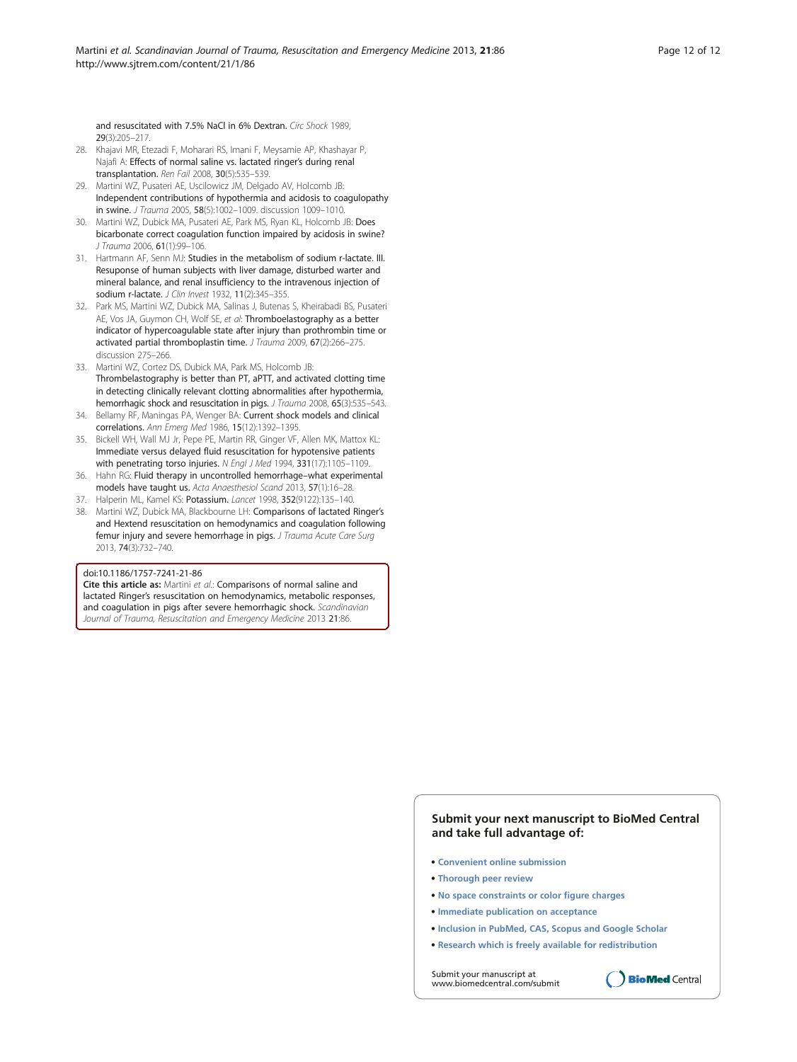and resuscitated with 7.5% NaCl in 6% Dextran. *Circ Shock* 1989, **29**(3):205–217.

28. Khajavi MR, Etezadi F, Moharari RS, Imani F, Meysamie AP, Khashayar P, Najafi A: Effects of normal saline vs. lactated ringer's during renal transplantation. *Ren Fail* 2008, **30**(5):535–539.
29. Martini WZ, Pusateri AE, Uscilowicz JM, Delgado AV, Holcomb JB: Independent contributions of hypothermia and acidosis to coagulopathy in swine. *J Trauma* 2005, **58**(5):1002–1009. discussion 1009–1010.
30. Martini WZ, Dubick MA, Pusateri AE, Park MS, Ryan KL, Holcomb JB: Does bicarbonate correct coagulation function impaired by acidosis in swine? *J Trauma* 2006, **61**(1):99–106.
31. Hartmann AF, Senn MJ: Studies in the metabolism of sodium r-lactate. III. Resuponse of human subjects with liver damage, disturbed warter and mineral balance, and renal insufficiency to the intravenous injection of sodium r-lactate. *J Clin Invest* 1932, **11**(2):345–355.
32. Park MS, Martini WZ, Dubick MA, Salinas J, Butenas S, Kheirabadi BS, Pusateri AE, Vos JA, Guymon CH, Wolf SE, *et al*: Thromboelastography as a better indicator of hypercoagulable state after injury than prothrombin time or activated partial thromboplastin time. *J Trauma* 2009, **67**(2):266–275. discussion 275–266.
33. Martini WZ, Cortez DS, Dubick MA, Park MS, Holcomb JB: Thrombelastography is better than PT, aPTT, and activated clotting time in detecting clinically relevant clotting abnormalities after hypothermia, hemorrhagic shock and resuscitation in pigs. *J Trauma* 2008, **65**(3):535–543.
34. Bellamy RF, Maningas PA, Wenger BA: Current shock models and clinical correlations. *Ann Emerg Med* 1986, **15**(12):1392–1395.
35. Bickell WH, Wall MJ Jr, Pepe PE, Martin RR, Ginger VF, Allen MK, Mattox KL: Immediate versus delayed fluid resuscitation for hypotensive patients with penetrating torso injuries. *N Engl J Med* 1994, **331**(17):1105–1109.
36. Hahn RG: Fluid therapy in uncontrolled hemorrhage–what experimental models have taught us. *Acta Anaesthesiol Scand* 2013, **57**(1):16–28.
37. Halperin ML, Kamel KS: Potassium. *Lancet* 1998, **352**(9122):135–140.
38. Martini WZ, Dubick MA, Blackbourne LH: Comparisons of lactated Ringer's and Hextend resuscitation on hemodynamics and coagulation following femur injury and severe hemorrhage in pigs. *J Trauma Acute Care Surg* 2013, **74**(3):732–740.

doi:10.1186/1757-7241-21-86
**Cite this article as:** Martini *et al.*: Comparisons of normal saline and lactated Ringer's resuscitation on hemodynamics, metabolic responses, and coagulation in pigs after severe hemorrhagic shock. *Scandinavian Journal of Trauma, Resuscitation and Emergency Medicine* 2013 **21**:86.

**Submit your next manuscript to BioMed Central and take full advantage of:**

- **Convenient online submission**
- **Thorough peer review**
- **No space constraints or color figure charges**
- **Immediate publication on acceptance**
- **Inclusion in PubMed, CAS, Scopus and Google Scholar**
- **Research which is freely available for redistribution**

Submit your manuscript at
www.biomedcentral.com/submit

BioMed Central